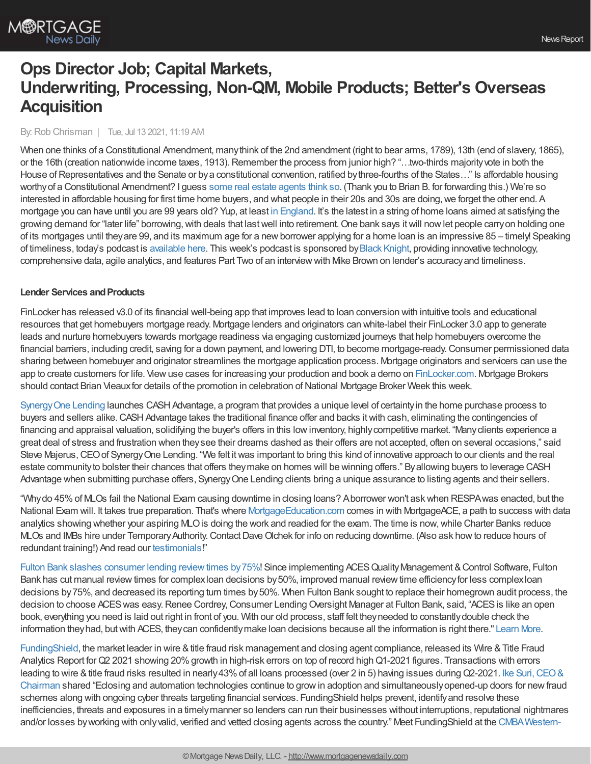# Ops Director Job; Capital Markets, Underwriting, Processing, Non-QM, Mobile Products; Better's Overseas Acquisition

By: Rob Chrisman | Tue, Jul 13 2021, 11:19 AM

When one thinks of a Constitutional Amendment, many think of the 2nd amendment (right to bear arms, 1789), 13th (end of slavery, 1865), or the 16th (creation nationwide income taxes, 1913). Remember the process from junior high? "…two-thirds majority vote in both the House of Representatives and the Senate or by a constitutional convention, ratified by three-fourths of the States…" Is affordable housing worthy of a Constitutional Amendment? I guess some real estate agents think so. (Thank you to Brian B. for forwarding this.) We're so interested in affordable housing for first time home buyers, and what people in their 20s and 30s are doing, we forget the other end. A mortgage you can have until you are 99 years old? Yup, at least in England. It's the latest in a string of home loans aimed at satisfying the growing demand for "later life" borrowing, with deals that last well into retirement. One bank says it will now let people carry on holding one of its mortgages until they are 99, and its maximum age for a new borrower applying for a home loan is an impressive 85 – timely! Speaking of timeliness, today's podcast is available here. This week's podcast is sponsored by Black Knight, providing innovative technology, comprehensive data, agile analytics, and features Part Two of an interview with Mike Brown on lender's accuracy and timeliness.

**Lender Services and Products**

FinLocker has released v3.0 of its financial well-being app that improves lead to loan conversion with intuitive tools and educational resources that get homebuyers mortgage ready. Mortgage lenders and originators can white-label their FinLocker 3.0 app to generate leads and nurture homebuyers towards mortgage readiness via engaging customized journeys that help homebuyers overcome the financial barriers, including credit, saving for a down payment, and lowering DTI, to become mortgage-ready. Consumer permissioned data sharing between homebuyer and originator streamlines the mortgage application process. Mortgage originators and servicers can use the app to create customers for life. View use cases for increasing your production and book a demo on FinLocker.com. Mortgage Brokers should contact Brian Vieaux for details of the promotion in celebration of National Mortgage Broker Week this week.

Synergy One Lending launches CASH Advantage, a program that provides a unique level of certainty in the home purchase process to buyers and sellers alike. CASH Advantage takes the traditional finance offer and backs it with cash, eliminating the contingencies of financing and appraisal valuation, solidifying the buyer's offers in this low inventory, highly competitive market. "Many clients experience a great deal of stress and frustration when they see their dreams dashed as their offers are not accepted, often on several occasions," said Steve Majerus, CEO of Synergy One Lending. "We felt it was important to bring this kind of innovative approach to our clients and the real estate community to bolster their chances that offers they make on homes will be winning offers." By allowing buyers to leverage CASH Advantage when submitting purchase offers, Synergy One Lending clients bring a unique assurance to listing agents and their sellers.

"Why do 45% of MLOs fail the National Exam causing downtime in closing loans? A borrower won't ask when RESPA was enacted, but the National Exam will. It takes true preparation. That's where MortgageEducation.com comes in with MortgageACE, a path to success with data analytics showing whether your aspiring MLO is doing the work and readied for the exam. The time is now, while Charter Banks reduce MLOs and IMBs hire under Temporary Authority. Contact Dave Olchek for info on reducing downtime. (Also ask how to reduce hours of redundant training!) And read our testimonials!"

Fulton Bank slashes consumer lending review times by 75%! Since implementing ACES Quality Management & Control Software, Fulton Bank has cut manual review times for complex loan decisions by 50%, improved manual review time efficiency for less complex loan decisions by 75%, and decreased its reporting turn times by 50%. When Fulton Bank sought to replace their homegrown audit process, the decision to choose ACES was easy. Renee Cordrey, Consumer Lending Oversight Manager at Fulton Bank, said, "ACES is like an open book, everything you need is laid out right in front of you. With our old process, staff felt they needed to constantly double check the information they had, but with ACES, they can confidently make loan decisions because all the information is right there." Learn More.

FundingShield, the market leader in wire & title fraud risk management and closing agent compliance, released its Wire & Title Fraud Analytics Report for Q2 2021 showing 20% growth in high-risk errors on top of record high Q1-2021 figures. Transactions with errors leading to wire & title fraud risks resulted in nearly 43% of all loans processed (over 2 in 5) having issues during Q2-2021. Ike Suri, CEO & Chairman shared "Eclosing and automation technologies continue to grow in adoption and simultaneously opened-up doors for new fraud schemes along with ongoing cyber threats targeting financial services. FundingShield helps prevent, identify and resolve these inefficiencies, threats and exposures in a timely manner so lenders can run their businesses without interruptions, reputational nightmares and/or losses by working with only valid, verified and vetted closing agents across the country." Meet FundingShield at the CMBA Western-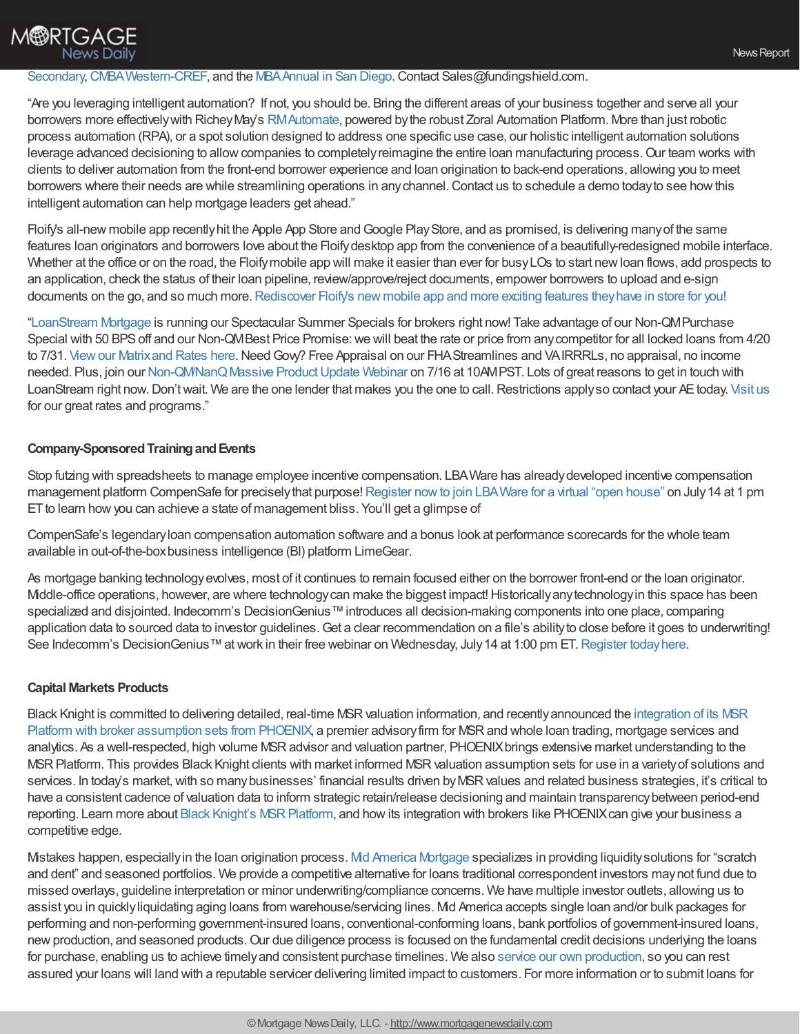Secondary, CMBA Western-CREF, and the MBA Annual in San Diego. Contact Sales@fundingshield.com.

"Are you leveraging intelligent automation? If not, you should be. Bring the different areas of your business together and serve all your borrowers more effectively with Richey May's RM Automate, powered by the robust Zoral Automation Platform. More than just robotic process automation (RPA), or a spot solution designed to address one specific use case, our holistic intelligent automation solutions leverage advanced decisioning to allow companies to completely reimagine the entire loan manufacturing process. Our team works with clients to deliver automation from the front-end borrower experience and loan origination to back-end operations, allowing you to meet borrowers where their needs are while streamlining operations in any channel. Contact us to schedule a demo today to see how this intelligent automation can help mortgage leaders get ahead."

Floify's all-new mobile app recently hit the Apple App Store and Google Play Store, and as promised, is delivering many of the same features loan originators and borrowers love about the Floify desktop app from the convenience of a beautifully-redesigned mobile interface. Whether at the office or on the road, the Floify mobile app will make it easier than ever for busy LOs to start new loan flows, add prospects to an application, check the status of their loan pipeline, review/approve/reject documents, empower borrowers to upload and e-sign documents on the go, and so much more. Rediscover Floify's new mobile app and more exciting features they have in store for you!

"LoanStream Mortgage is running our Spectacular Summer Specials for brokers right now! Take advantage of our Non-QM Purchase Special with 50 BPS off and our Non-QM Best Price Promise: we will beat the rate or price from any competitor for all locked loans from 4/20 to 7/31. View our Matrix and Rates here. Need Govy? Free Appraisal on our FHA Streamlines and VA IRRRLs, no appraisal, no income needed. Plus, join our Non-QM/NanQ Massive Product Update Webinar on 7/16 at 10AM PST. Lots of great reasons to get in touch with LoanStream right now. Don't wait. We are the one lender that makes you the one to call. Restrictions apply so contact your AE today. Visit us for our great rates and programs."

**Company-Sponsored Training and Events**

Stop futzing with spreadsheets to manage employee incentive compensation. LBA Ware has already developed incentive compensation management platform CompenSafe for precisely that purpose! Register now to join LBA Ware for a virtual "open house" on July 14 at 1 pm ET to learn how you can achieve a state of management bliss. You'll get a glimpse of

CompenSafe's legendary loan compensation automation software and a bonus look at performance scorecards for the whole team available in out-of-the-box business intelligence (BI) platform LimeGear.

As mortgage banking technology evolves, most of it continues to remain focused either on the borrower front-end or the loan originator. Middle-office operations, however, are where technology can make the biggest impact! Historically any technology in this space has been specialized and disjointed. Indecomm's DecisionGenius™ introduces all decision-making components into one place, comparing application data to sourced data to investor guidelines. Get a clear recommendation on a file's ability to close before it goes to underwriting! See Indecomm's DecisionGenius™ at work in their free webinar on Wednesday, July 14 at 1:00 pm ET. Register today here.

**Capital Markets Products**

Black Knight is committed to delivering detailed, real-time MSR valuation information, and recently announced the integration of its MSR Platform with broker assumption sets from PHOENIX, a premier advisory firm for MSR and whole loan trading, mortgage services and analytics. As a well-respected, high volume MSR advisor and valuation partner, PHOENIX brings extensive market understanding to the MSR Platform. This provides Black Knight clients with market informed MSR valuation assumption sets for use in a variety of solutions and services. In today's market, with so many businesses' financial results driven by MSR values and related business strategies, it's critical to have a consistent cadence of valuation data to inform strategic retain/release decisioning and maintain transparency between period-end reporting. Learn more about Black Knight's MSR Platform, and how its integration with brokers like PHOENIX can give your business a competitive edge.

Mistakes happen, especially in the loan origination process. Mid America Mortgage specializes in providing liquidity solutions for "scratch and dent" and seasoned portfolios. We provide a competitive alternative for loans traditional correspondent investors may not fund due to missed overlays, guideline interpretation or minor underwriting/compliance concerns. We have multiple investor outlets, allowing us to assist you in quickly liquidating aging loans from warehouse/servicing lines. Mid America accepts single loan and/or bulk packages for performing and non-performing government-insured loans, conventional-conforming loans, bank portfolios of government-insured loans, new production, and seasoned products. Our due diligence process is focused on the fundamental credit decisions underlying the loans for purchase, enabling us to achieve timely and consistent purchase timelines. We also service our own production, so you can rest assured your loans will land with a reputable servicer delivering limited impact to customers. For more information or to submit loans for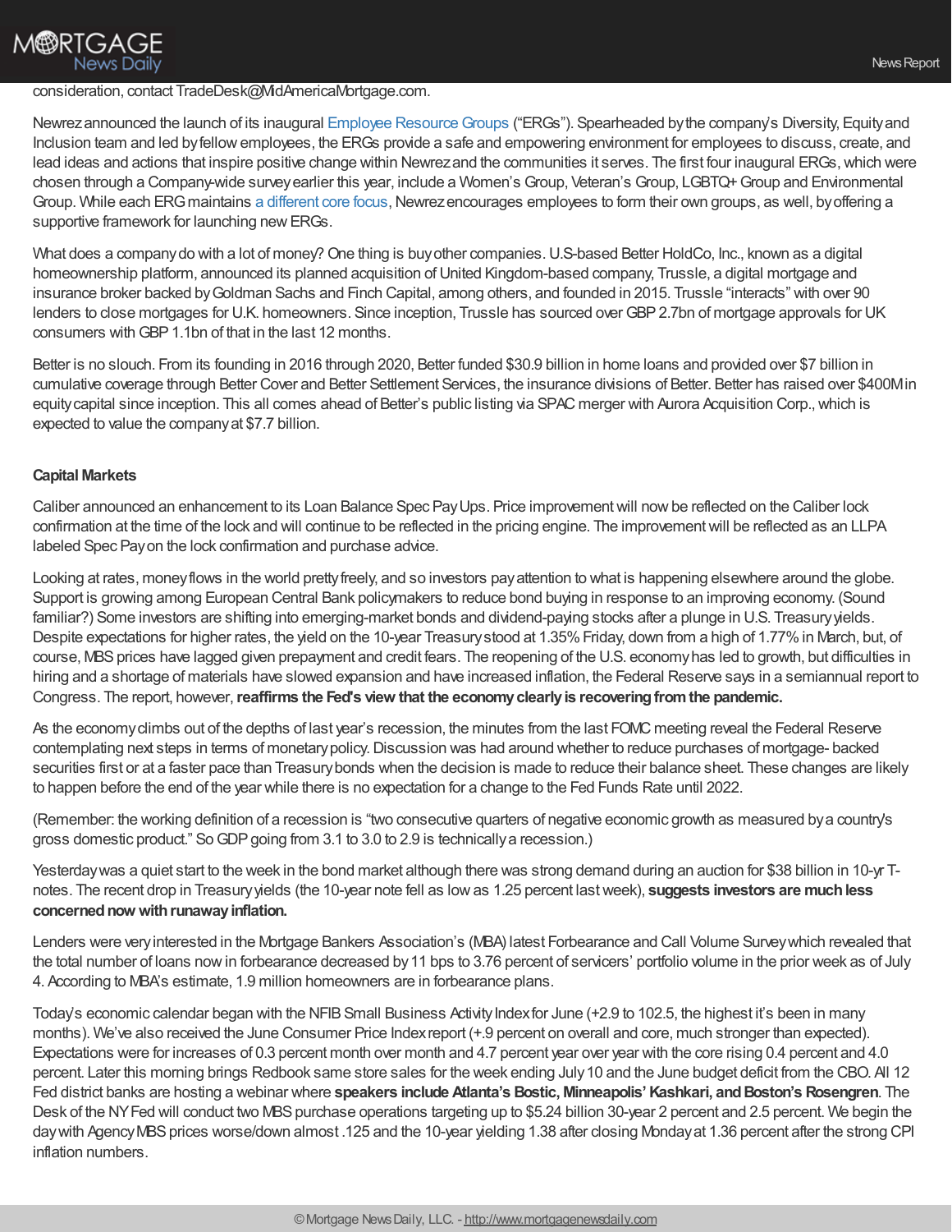consideration, contact TradeDesk@MidAmericaMortgage.com.

Newrez announced the launch of its inaugural Employee Resource Groups ("ERGs"). Spearheaded by the company's Diversity, Equity and Inclusion team and led by fellow employees, the ERGs provide a safe and empowering environment for employees to discuss, create, and lead ideas and actions that inspire positive change within Newrez and the communities it serves. The first four inaugural ERGs, which were chosen through a Company-wide survey earlier this year, include a Women's Group, Veteran's Group, LGBTQ+ Group and Environmental Group. While each ERG maintains a different core focus, Newrez encourages employees to form their own groups, as well, by offering a supportive framework for launching new ERGs.

What does a company do with a lot of money? One thing is buy other companies. U.S-based Better HoldCo, Inc., known as a digital homeownership platform, announced its planned acquisition of United Kingdom-based company, Trussle, a digital mortgage and insurance broker backed by Goldman Sachs and Finch Capital, among others, and founded in 2015. Trussle "interacts" with over 90 lenders to close mortgages for U.K. homeowners. Since inception, Trussle has sourced over GBP 2.7bn of mortgage approvals for UK consumers with GBP 1.1bn of that in the last 12 months.

Better is no slouch. From its founding in 2016 through 2020, Better funded $30.9 billion in home loans and provided over $7 billion in cumulative coverage through Better Cover and Better Settlement Services, the insurance divisions of Better. Better has raised over $400M in equity capital since inception. This all comes ahead of Better's public listing via SPAC merger with Aurora Acquisition Corp., which is expected to value the company at $7.7 billion.

**Capital Markets**

Caliber announced an enhancement to its Loan Balance Spec Pay Ups. Price improvement will now be reflected on the Caliber lock confirmation at the time of the lock and will continue to be reflected in the pricing engine. The improvement will be reflected as an LLPA labeled Spec Pay on the lock confirmation and purchase advice.

Looking at rates, money flows in the world pretty freely, and so investors pay attention to what is happening elsewhere around the globe. Support is growing among European Central Bank policymakers to reduce bond buying in response to an improving economy. (Sound familiar?) Some investors are shifting into emerging-market bonds and dividend-paying stocks after a plunge in U.S. Treasury yields. Despite expectations for higher rates, the yield on the 10-year Treasury stood at 1.35% Friday, down from a high of 1.77% in March, but, of course, MBS prices have lagged given prepayment and credit fears. The reopening of the U.S. economy has led to growth, but difficulties in hiring and a shortage of materials have slowed expansion and have increased inflation, the Federal Reserve says in a semiannual report to Congress. The report, however, **reaffirms the Fed's view that the economy clearly is recovering from the pandemic.**

As the economy climbs out of the depths of last year's recession, the minutes from the last FOMC meeting reveal the Federal Reserve contemplating next steps in terms of monetary policy. Discussion was had around whether to reduce purchases of mortgage- backed securities first or at a faster pace than Treasury bonds when the decision is made to reduce their balance sheet. These changes are likely to happen before the end of the year while there is no expectation for a change to the Fed Funds Rate until 2022.

(Remember: the working definition of a recession is "two consecutive quarters of negative economic growth as measured by a country's gross domestic product." So GDP going from 3.1 to 3.0 to 2.9 is technically a recession.)

Yesterday was a quiet start to the week in the bond market although there was strong demand during an auction for $38 billion in 10-yr T-notes. The recent drop in Treasury yields (the 10-year note fell as low as 1.25 percent last week), **suggests investors are much less concerned now with runaway inflation.**

Lenders were very interested in the Mortgage Bankers Association's (MBA) latest Forbearance and Call Volume Survey which revealed that the total number of loans now in forbearance decreased by 11 bps to 3.76 percent of servicers' portfolio volume in the prior week as of July 4. According to MBA's estimate, 1.9 million homeowners are in forbearance plans.

Today's economic calendar began with the NFIB Small Business Activity Index for June (+2.9 to 102.5, the highest it's been in many months). We've also received the June Consumer Price Index report (+.9 percent on overall and core, much stronger than expected). Expectations were for increases of 0.3 percent month over month and 4.7 percent year over year with the core rising 0.4 percent and 4.0 percent. Later this morning brings Redbook same store sales for the week ending July 10 and the June budget deficit from the CBO. All 12 Fed district banks are hosting a webinar where **speakers include Atlanta's Bostic, Minneapolis' Kashkari, and Boston's Rosengren**. The Desk of the NY Fed will conduct two MBS purchase operations targeting up to $5.24 billion 30-year 2 percent and 2.5 percent. We begin the day with Agency MBS prices worse/down almost .125 and the 10-year yielding 1.38 after closing Monday at 1.36 percent after the strong CPI inflation numbers.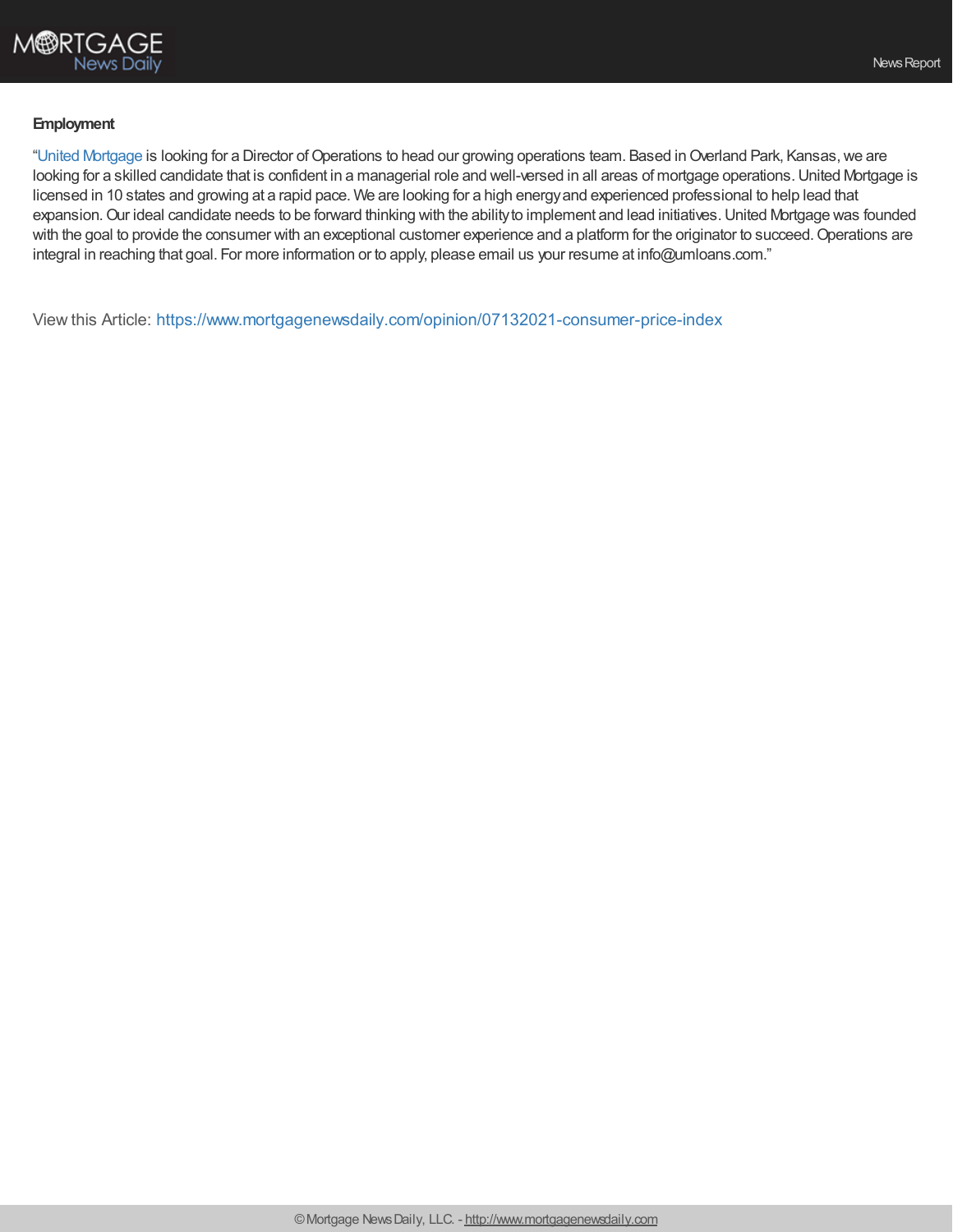**Employment**

"United Mortgage is looking for a Director of Operations to head our growing operations team. Based in Overland Park, Kansas, we are looking for a skilled candidate that is confident in a managerial role and well-versed in all areas of mortgage operations. United Mortgage is licensed in 10 states and growing at a rapid pace. We are looking for a high energy and experienced professional to help lead that expansion. Our ideal candidate needs to be forward thinking with the ability to implement and lead initiatives. United Mortgage was founded with the goal to provide the consumer with an exceptional customer experience and a platform for the originator to succeed. Operations are integral in reaching that goal. For more information or to apply, please email us your resume at info@umloans.com."

View this Article: https://www.mortgagenewsdaily.com/opinion/07132021-consumer-price-index